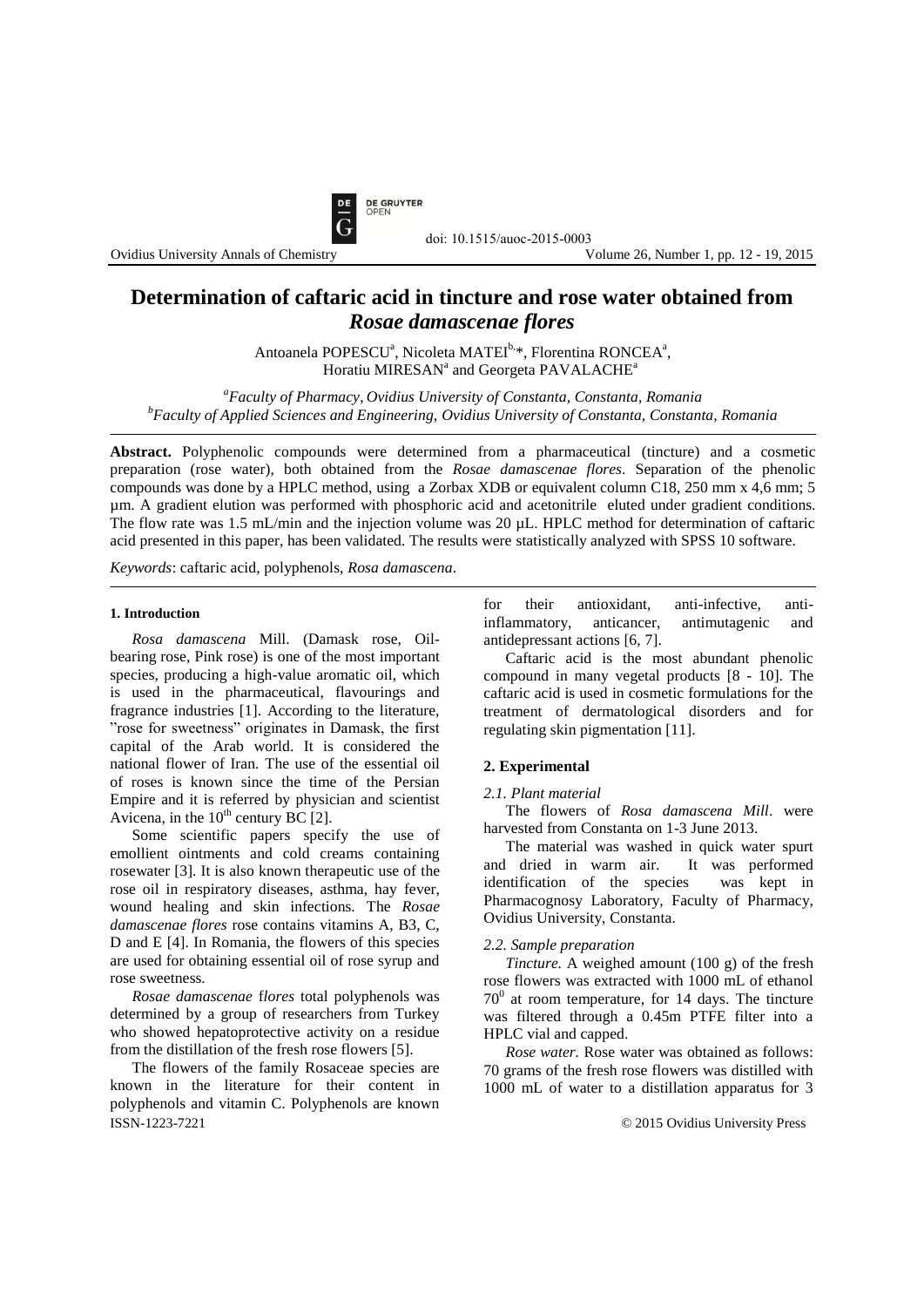doi: 10.1515/auoc-2015-0003

# Determination of caftaric acid in tincture and rose water obtained from *Rosae damascenae flores*

Antoanela POPESCU[a], Nicoleta MATEI[b,*], Florentina RONCEA[a], Horatiu MIRESAN[a] and Georgeta PAVALACHE[a]

[a]*Faculty of Pharmacy, Ovidius University of Constanta, Constanta, Romania*
[b]*Faculty of Applied Sciences and Engineering, Ovidius University of Constanta, Constanta, Romania*

**Abstract.** Polyphenolic compounds were determined from a pharmaceutical (tincture) and a cosmetic preparation (rose water), both obtained from the *Rosae damascenae flores*. Separation of the phenolic compounds was done by a HPLC method, using a Zorbax XDB or equivalent column C18, 250 mm x 4,6 mm; 5 µm. A gradient elution was performed with phosphoric acid and acetonitrile eluted under gradient conditions. The flow rate was 1.5 mL/min and the injection volume was 20 µL. HPLC method for determination of caftaric acid presented in this paper, has been validated. The results were statistically analyzed with SPSS 10 software.

*Keywords*: caftaric acid, polyphenols, *Rosa damascena*.

## 1. Introduction

*Rosa damascena* Mill. (Damask rose, Oil-bearing rose, Pink rose) is one of the most important species, producing a high-value aromatic oil, which is used in the pharmaceutical, flavourings and fragrance industries [1]. According to the literature, "rose for sweetness" originates in Damask, the first capital of the Arab world. It is considered the national flower of Iran. The use of the essential oil of roses is known since the time of the Persian Empire and it is referred by physician and scientist Avicena, in the $10^{th}$ century BC [2].

Some scientific papers specify the use of emollient ointments and cold creams containing rosewater [3]. It is also known therapeutic use of the rose oil in respiratory diseases, asthma, hay fever, wound healing and skin infections. The *Rosae damascenae flores* rose contains vitamins A, B3, C, D and E [4]. In Romania, the flowers of this species are used for obtaining essential oil of rose syrup and rose sweetness.

*Rosae damascenae* f*lores* total polyphenols was determined by a group of researchers from Turkey who showed hepatoprotective activity on a residue from the distillation of the fresh rose flowers [5].

The flowers of the family Rosaceae species are known in the literature for their content in polyphenols and vitamin C. Polyphenols are known for their antioxidant, anti-infective, anti-inflammatory, anticancer, antimutagenic and antidepressant actions [6, 7].

Caftaric acid is the most abundant phenolic compound in many vegetal products [8 - 10]. The caftaric acid is used in cosmetic formulations for the treatment of dermatological disorders and for regulating skin pigmentation [11].

## 2. Experimental

### *2.1. Plant material*

The flowers of *Rosa damascena Mill*. were harvested from Constanta on 1-3 June 2013.

The material was washed in quick water spurt and dried in warm air. It was performed identification of the species was kept in Pharmacognosy Laboratory, Faculty of Pharmacy, Ovidius University, Constanta.

### *2.2. Sample preparation*

*Tincture.* A weighed amount (100 g) of the fresh rose flowers was extracted with 1000 mL of ethanol $70^0$ at room temperature, for 14 days. The tincture was filtered through a 0.45m PTFE filter into a HPLC vial and capped.

*Rose water.* Rose water was obtained as follows: 70 grams of the fresh rose flowers was distilled with 1000 mL of water to a distillation apparatus for 3

ISSN-1223-7221 © 2015 Ovidius University Press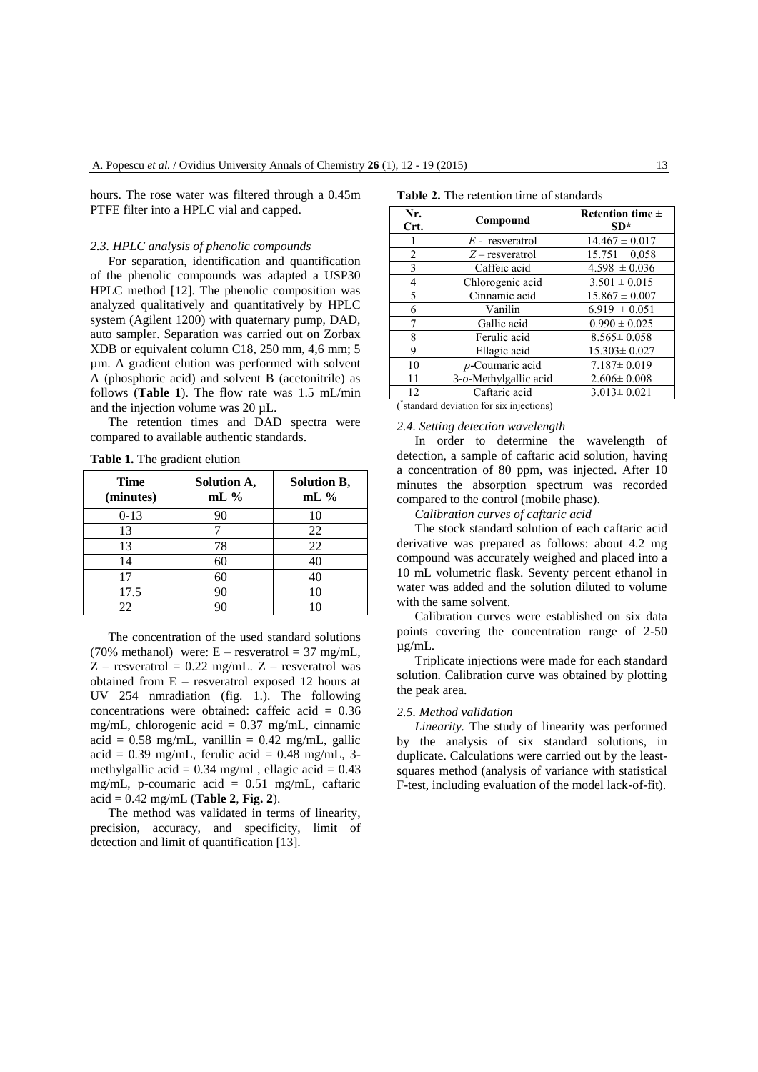hours. The rose water was filtered through a 0.45m PTFE filter into a HPLC vial and capped.

### *2.3. HPLC analysis of phenolic compounds*

For separation, identification and quantification of the phenolic compounds was adapted a USP30 HPLC method [12]. The phenolic composition was analyzed qualitatively and quantitatively by HPLC system (Agilent 1200) with quaternary pump, DAD, auto sampler. Separation was carried out on Zorbax XDB or equivalent column C18, 250 mm, 4,6 mm; 5 µm. A gradient elution was performed with solvent A (phosphoric acid) and solvent B (acetonitrile) as follows (**Table 1**). The flow rate was 1.5 mL/min and the injection volume was 20 µL.

The retention times and DAD spectra were compared to available authentic standards.

**Table 1.** The gradient elution

| Time (minutes) | Solution A, mL % | Solution B, mL % |
|---|---|---|
| 0-13 | 90 | 10 |
| 13 | 7 | 22 |
| 13 | 78 | 22 |
| 14 | 60 | 40 |
| 17 | 60 | 40 |
| 17.5 | 90 | 10 |
| 22 | 90 | 10 |

The concentration of the used standard solutions (70% methanol) were: E – resveratrol = 37 mg/mL, Z – resveratrol = 0.22 mg/mL. Z – resveratrol was obtained from E – resveratrol exposed 12 hours at UV 254 nmradiation (fig. 1.). The following concentrations were obtained: caffeic acid = 0.36 mg/mL, chlorogenic acid = 0.37 mg/mL, cinnamic acid = 0.58 mg/mL, vanillin = 0.42 mg/mL, gallic acid = 0.39 mg/mL, ferulic acid = 0.48 mg/mL, 3-methylgallic acid = 0.34 mg/mL, ellagic acid = 0.43 mg/mL, p-coumaric acid = 0.51 mg/mL, caftaric acid = 0.42 mg/mL (**Table 2**, **Fig. 2**).

The method was validated in terms of linearity, precision, accuracy, and specificity, limit of detection and limit of quantification [13].

**Table 2.** The retention time of standards

| Nr. Crt. | Compound | Retention time ± SD* |
|---|---|---|
| 1 | *E* - resveratrol | 14.467 ± 0.017 |
| 2 | *Z* – resveratrol | 15.751 ± 0,058 |
| 3 | Caffeic acid | 4.598 ± 0.036 |
| 4 | Chlorogenic acid | 3.501 ± 0.015 |
| 5 | Cinnamic acid | 15.867 ± 0.007 |
| 6 | Vanilin | 6.919 ± 0.051 |
| 7 | Gallic acid | 0.990 ± 0.025 |
| 8 | Ferulic acid | 8.565± 0.058 |
| 9 | Ellagic acid | 15.303± 0.027 |
| 10 | *p*-Coumaric acid | 7.187± 0.019 |
| 11 | 3-*o*-Methylgallic acid | 2.606± 0.008 |
| 12 | Caftaric acid | 3.013± 0.021 |

(*standard deviation for six injections)

### *2.4. Setting detection wavelength*

In order to determine the wavelength of detection, a sample of caftaric acid solution, having a concentration of 80 ppm, was injected. After 10 minutes the absorption spectrum was recorded compared to the control (mobile phase).

*Calibration curves of caftaric acid*

The stock standard solution of each caftaric acid derivative was prepared as follows: about 4.2 mg compound was accurately weighed and placed into a 10 mL volumetric flask. Seventy percent ethanol in water was added and the solution diluted to volume with the same solvent.

Calibration curves were established on six data points covering the concentration range of 2-50 µg/mL.

Triplicate injections were made for each standard solution. Calibration curve was obtained by plotting the peak area.

### *2.5. Method validation*

*Linearity.* The study of linearity was performed by the analysis of six standard solutions, in duplicate. Calculations were carried out by the least-squares method (analysis of variance with statistical F-test, including evaluation of the model lack-of-fit).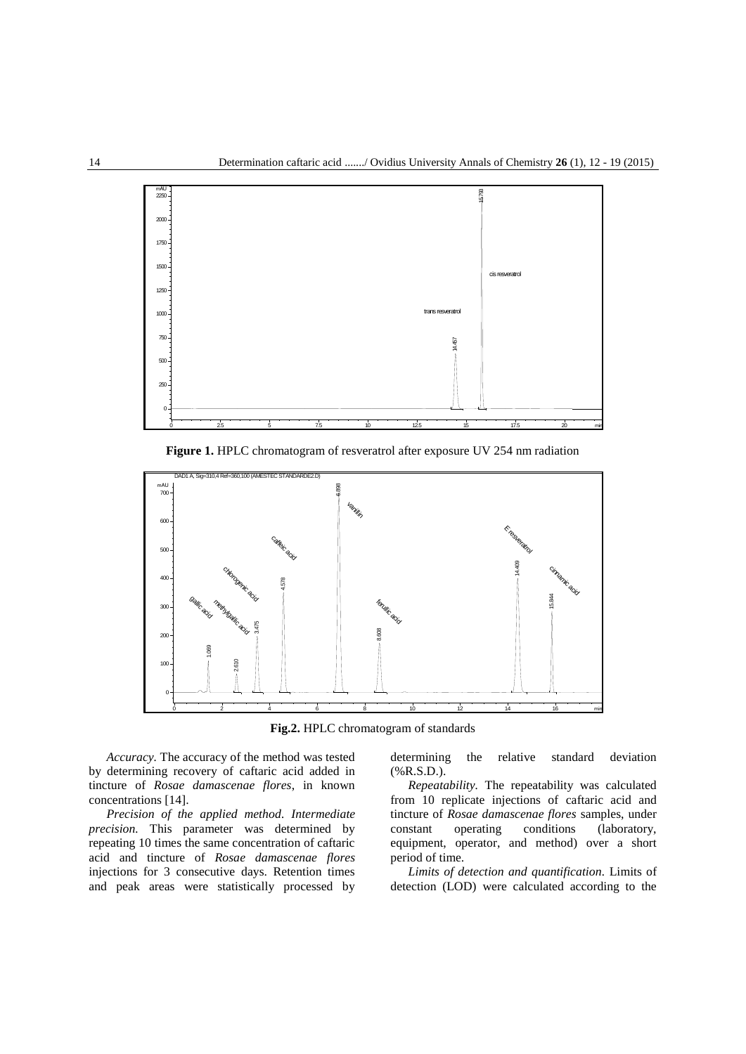mAU
2250
2000
1750
1500
1250
1000
750
500
250
0
0 2.5 5 7.5 10 12.5 15 17.5 20 min
15.793
cis resveratrol
trans resveratrol
14.457

**Figure 1.** HPLC chromatogram of resveratrol after exposure UV 254 nm radiation

DAD1 A, Sig=310,4 Ref=360,100 (AMESTEC STANDARDE2.D)
mAU
700
600
500
400
300
200
100
0
0 2 4 6 8 10 12 14 16 min
gallic acid
1.069
methylgallic acid
2.610
chlorogenic acid
3.475
caffeic acid
4.578
vanillin
6.898
ferulic acid
8.608
E resveratrol
14.409
cinnamic acid
15.844

**Fig.2.** HPLC chromatogram of standards

*Accuracy*. The accuracy of the method was tested by determining recovery of caftaric acid added in tincture of *Rosae damascenae flores*, in known concentrations [14].

*Precision of the applied method. Intermediate precision.* This parameter was determined by repeating 10 times the same concentration of caftaric acid and tincture of *Rosae damascenae flores* injections for 3 consecutive days. Retention times and peak areas were statistically processed by determining the relative standard deviation (%R.S.D.).

*Repeatability.* The repeatability was calculated from 10 replicate injections of caftaric acid and tincture of *Rosae damascenae flores* samples, under constant operating conditions (laboratory, equipment, operator, and method) over a short period of time.

*Limits of detection and quantification*. Limits of detection (LOD) were calculated according to the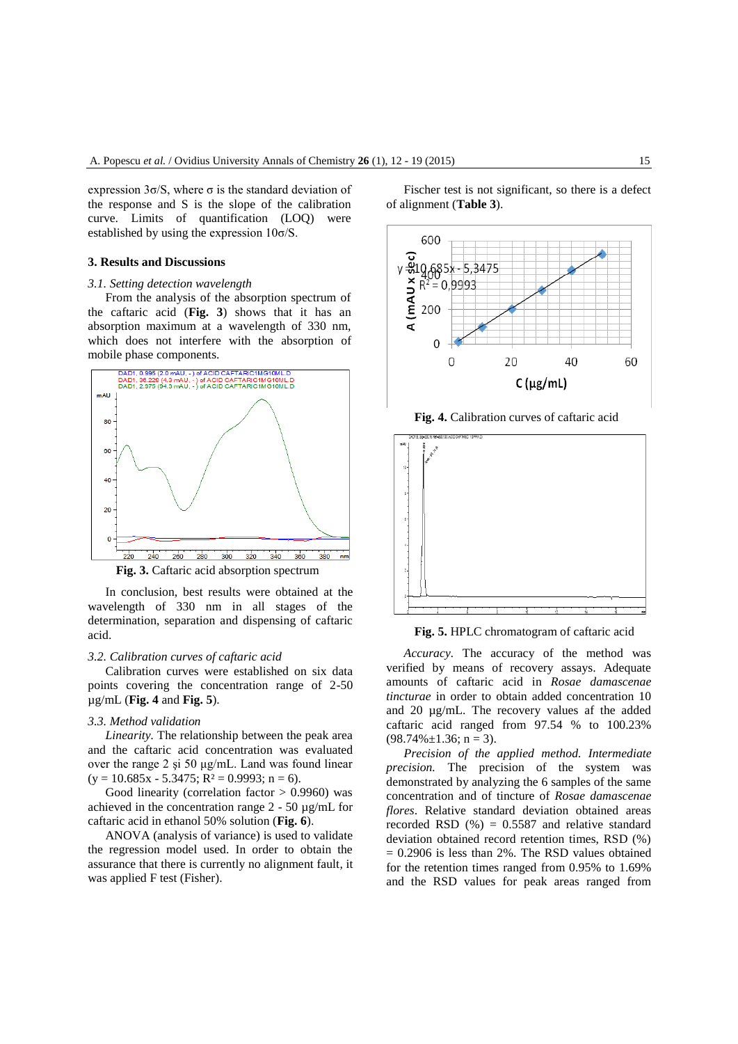expression 3σ/S, where σ is the standard deviation of the response and S is the slope of the calibration curve. Limits of quantification (LOQ) were established by using the expression 10σ/S.

## 3. Results and Discussions

### *3.1. Setting detection wavelength*

From the analysis of the absorption spectrum of the caftaric acid (**Fig. 3**) shows that it has an absorption maximum at a wavelength of 330 nm, which does not interfere with the absorption of mobile phase components.

**Fig. 3.** Caftaric acid absorption spectrum

In conclusion, best results were obtained at the wavelength of 330 nm in all stages of the determination, separation and dispensing of caftaric acid.

### *3.2. Calibration curves of caftaric acid*

Calibration curves were established on six data points covering the concentration range of 2-50 µg/mL (**Fig. 4** and **Fig. 5**).

### *3.3. Method validation*

*Linearity.* The relationship between the peak area and the caftaric acid concentration was evaluated over the range 2 şi 50 µg/mL. Land was found linear ($y = 10.685x - 5.3475$; $R^2 = 0.9993$; $n = 6$).

Good linearity (correlation factor > 0.9960) was achieved in the concentration range 2 - 50 µg/mL for caftaric acid in ethanol 50% solution (**Fig. 6**).

ANOVA (analysis of variance) is used to validate the regression model used. In order to obtain the assurance that there is currently no alignment fault, it was applied F test (Fisher).

Fischer test is not significant, so there is a defect of alignment (**Table 3**).

**Fig. 4.** Calibration curves of caftaric acid

**Fig. 5.** HPLC chromatogram of caftaric acid

*Accuracy.* The accuracy of the method was verified by means of recovery assays. Adequate amounts of caftaric acid in *Rosae damascenae tincturae* in order to obtain added concentration 10 and 20 µg/mL. The recovery values af the added caftaric acid ranged from 97.54 % to 100.23% (98.74%±1.36; n = 3).

*Precision of the applied method. Intermediate precision.* The precision of the system was demonstrated by analyzing the 6 samples of the same concentration and of tincture of *Rosae damascenae flores*. Relative standard deviation obtained areas recorded RSD (%) = 0.5587 and relative standard deviation obtained record retention times, RSD (%) = 0.2906 is less than 2%. The RSD values obtained for the retention times ranged from 0.95% to 1.69% and the RSD values for peak areas ranged from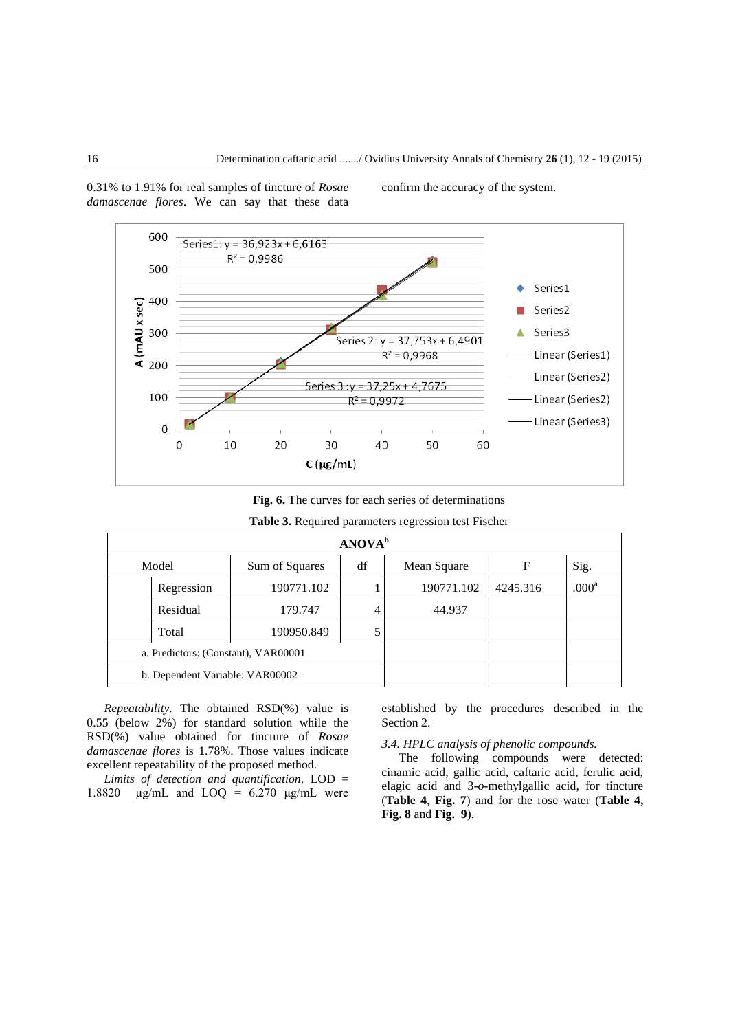0.31% to 1.91% for real samples of tincture of *Rosae damascenae flores*. We can say that these data confirm the accuracy of the system.

600
500
400
300
200
100
0
A (mAU x sec)
0 10 20 30 40 50 60
C (µg/mL)
Series1: y = 36,923x + 6,6163
$R^2$ = 0,9986
Series 2: y = 37,753x + 6,4901
$R^2$ = 0,9968
Series 3 :y = 37,25x + 4,7675
$R^2$ = 0,9972
Series1
Series2
Series3
Linear (Series1)
Linear (Series2)
Linear (Series2)
Linear (Series3)

**Fig. 6.** The curves for each series of determinations

**Table 3.** Required parameters regression test Fischer

| ANOVA[b] | | | | | | |
|---|---|---|---|---|---|---|
| Model | | Sum of Squares | df | Mean Square | F | Sig. |
| | Regression | 190771.102 | 1 | 190771.102 | 4245.316 | .000[a] |
| | Residual | 179.747 | 4 | 44.937 | | |
| | Total | 190950.849 | 5 | | | |
| a. Predictors: (Constant), VAR00001 | | | | | | |
| b. Dependent Variable: VAR00002 | | | | | | |

*Repeatability.* The obtained RSD(%) value is 0.55 (below 2%) for standard solution while the RSD(%) value obtained for tincture of *Rosae damascenae flores* is 1.78%. Those values indicate excellent repeatability of the proposed method.

*Limits of detection and quantification.* LOD = 1.8820 µg/mL and LOQ = 6.270 µg/mL were established by the procedures described in the Section 2.

### *3.4. HPLC analysis of phenolic compounds.*

The following compounds were detected: cinamic acid, gallic acid, caftaric acid, ferulic acid, elagic acid and 3-*o*-methylgallic acid, for tincture (**Table 4**, **Fig. 7**) and for the rose water (**Table 4, Fig. 8** and **Fig. 9**).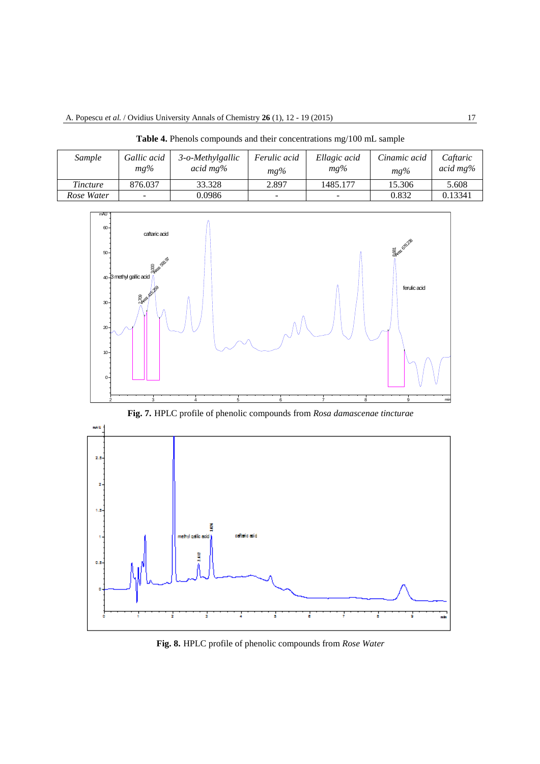**Table 4.** Phenols compounds and their concentrations mg/100 mL sample

| *Sample* | *Gallic acid mg%* | *3-o-Methylgallic acid mg%* | *Ferulic acid mg%* | *Ellagic acid mg%* | *Cinamic acid mg%* | *Caftaric acid mg%* |
|---|---|---|---|---|---|---|
| *Tincture* | 876.037 | 33.328 | 2.897 | 1485.177 | 15.306 | 5.608 |
| *Rose Water* | - | 0.0986 | - | - | 0.832 | 0.13341 |

mAU
60
50
40
30
20
10
0
caftaric acid
3 methyl gallic acid
2.709
Area: 415.259
3.000
Area: 593.97
8.681
Area: 678.236
ferulic acid
2 3 4 5 6 7 8 9 min

**Fig. 7.** HPLC profile of phenolic compounds from *Rosa damascenae tincturae*

mAU
2.5
2
1.5
1
0.5
0
methyl gallic acid
caftaric acid
2.417
3.074
0 1 2 3 4 5 6 7 8 9 min

**Fig. 8.** HPLC profile of phenolic compounds from *Rose Water*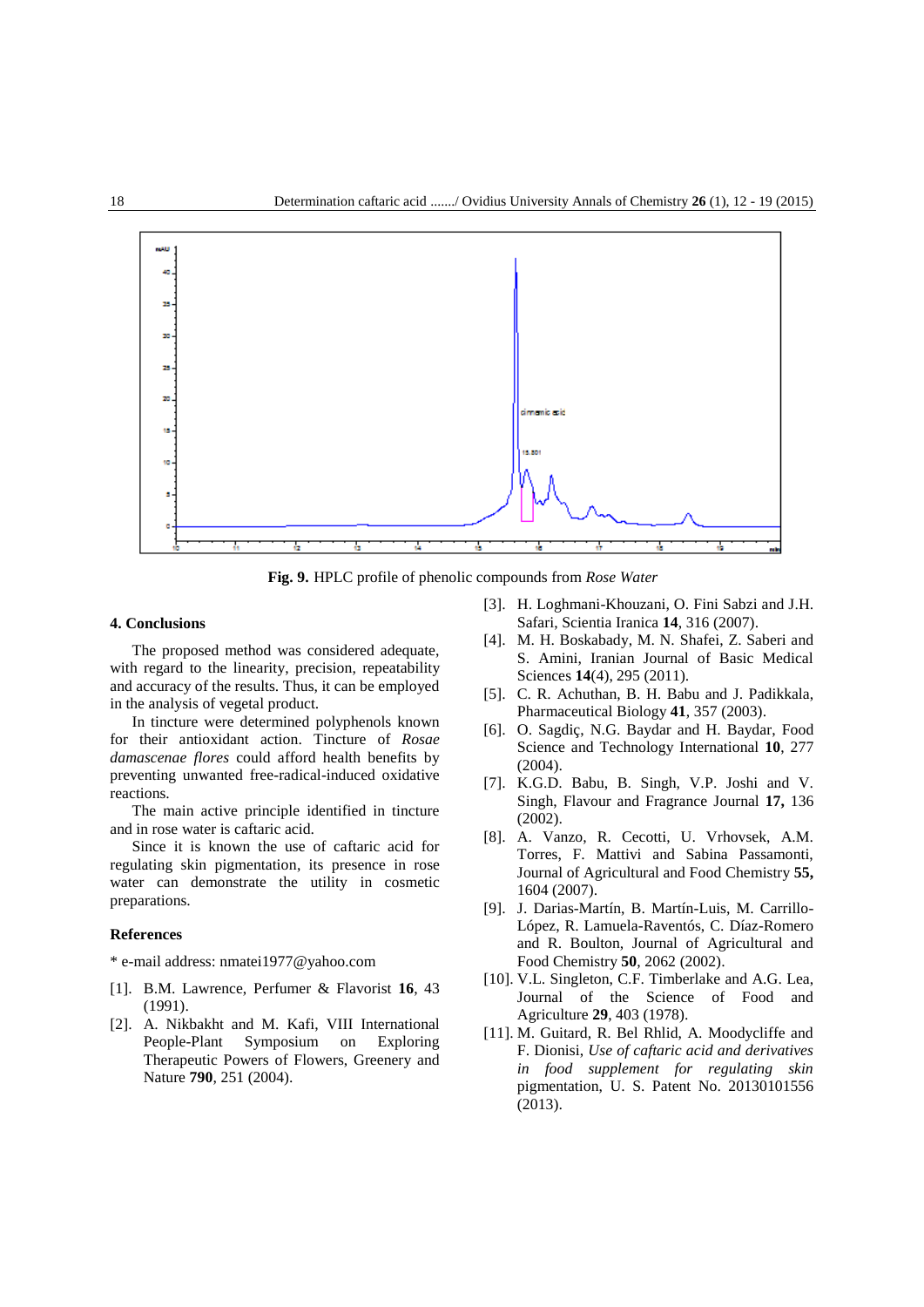**Fig. 9.** HPLC profile of phenolic compounds from *Rose Water*

## 4. Conclusions

The proposed method was considered adequate, with regard to the linearity, precision, repeatability and accuracy of the results. Thus, it can be employed in the analysis of vegetal product.

In tincture were determined polyphenols known for their antioxidant action. Tincture of *Rosae damascenae flores* could afford health benefits by preventing unwanted free-radical-induced oxidative reactions.

The main active principle identified in tincture and in rose water is caftaric acid.

Since it is known the use of caftaric acid for regulating skin pigmentation, its presence in rose water can demonstrate the utility in cosmetic preparations.

## References

\* e-mail address: nmatei1977@yahoo.com

[1]. B.M. Lawrence, Perfumer & Flavorist **16**, 43 (1991).

[2]. A. Nikbakht and M. Kafi, VIII International People-Plant Symposium on Exploring Therapeutic Powers of Flowers, Greenery and Nature **790**, 251 (2004).

[3]. H. Loghmani-Khouzani, O. Fini Sabzi and J.H. Safari, Scientia Iranica **14**, 316 (2007).

[4]. M. H. Boskabady, M. N. Shafei, Z. Saberi and S. Amini, Iranian Journal of Basic Medical Sciences **14**(4), 295 (2011).

[5]. C. R. Achuthan, B. H. Babu and J. Padikkala, Pharmaceutical Biology **41**, 357 (2003).

[6]. O. Sagdiç, N.G. Baydar and H. Baydar, Food Science and Technology International **10**, 277 (2004).

[7]. K.G.D. Babu, B. Singh, V.P. Joshi and V. Singh, Flavour and Fragrance Journal **17,** 136 (2002).

[8]. A. Vanzo, R. Cecotti, U. Vrhovsek, A.M. Torres, F. Mattivi and Sabina Passamonti, Journal of Agricultural and Food Chemistry **55,** 1604 (2007).

[9]. J. Darias-Martín, B. Martín-Luis, M. Carrillo-López, R. Lamuela-Raventós, C. Díaz-Romero and R. Boulton, Journal of Agricultural and Food Chemistry **50**, 2062 (2002).

[10]. V.L. Singleton, C.F. Timberlake and A.G. Lea, Journal of the Science of Food and Agriculture **29**, 403 (1978).

[11]. M. Guitard, R. Bel Rhlid, A. Moodycliffe and F. Dionisi, *Use of caftaric acid and derivatives in food supplement for regulating skin pigmentation*, U. S. Patent No. 20130101556 (2013).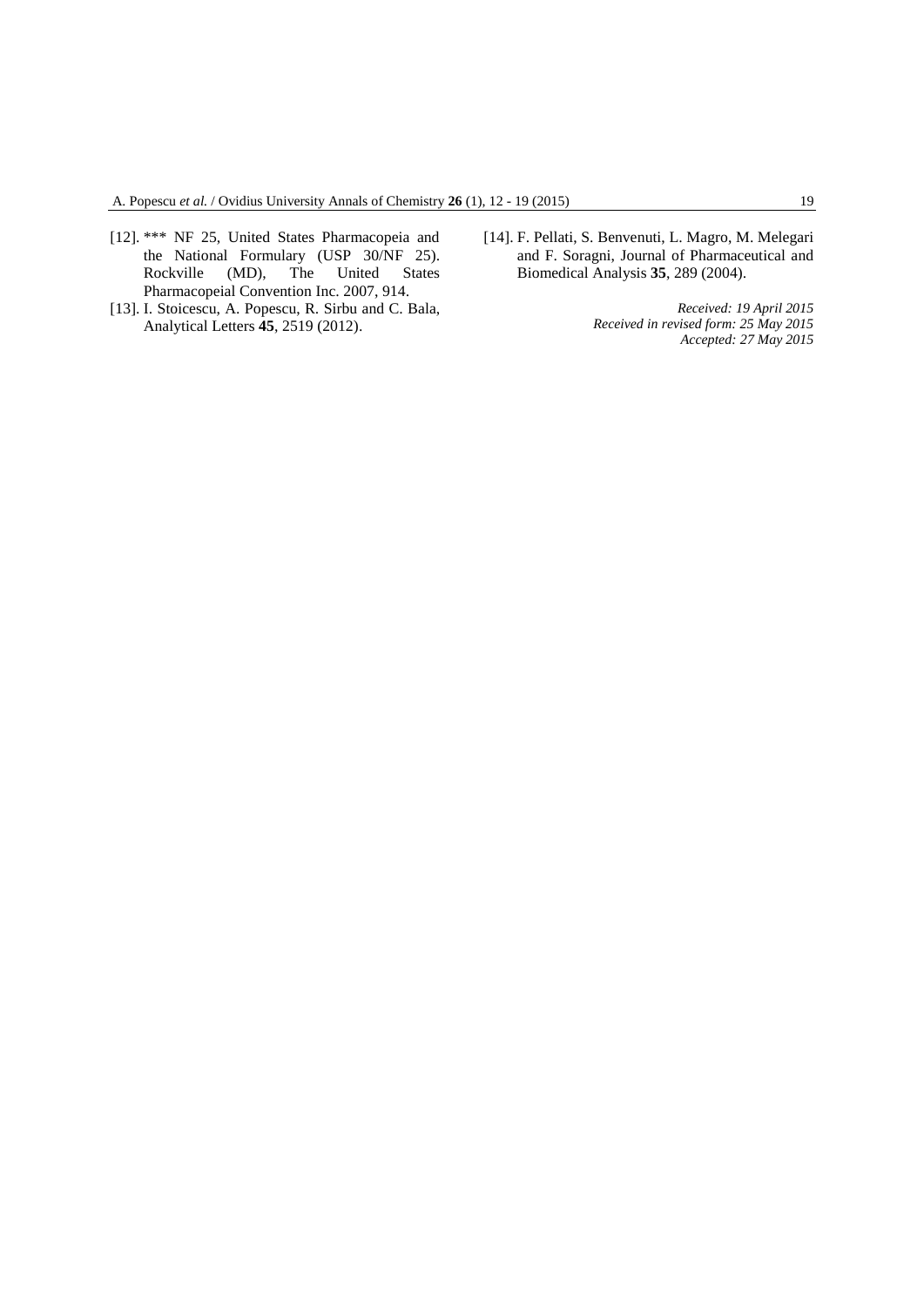[12]. *** NF 25, United States Pharmacopeia and the National Formulary (USP 30/NF 25). Rockville (MD), The United States Pharmacopeial Convention Inc. 2007, 914.

[13]. I. Stoicescu, A. Popescu, R. Sirbu and C. Bala, Analytical Letters **45**, 2519 (2012).

[14]. F. Pellati, S. Benvenuti, L. Magro, M. Melegari and F. Soragni, Journal of Pharmaceutical and Biomedical Analysis **35**, 289 (2004).

*Received: 19 April 2015*
*Received in revised form: 25 May 2015*
*Accepted: 27 May 2015*